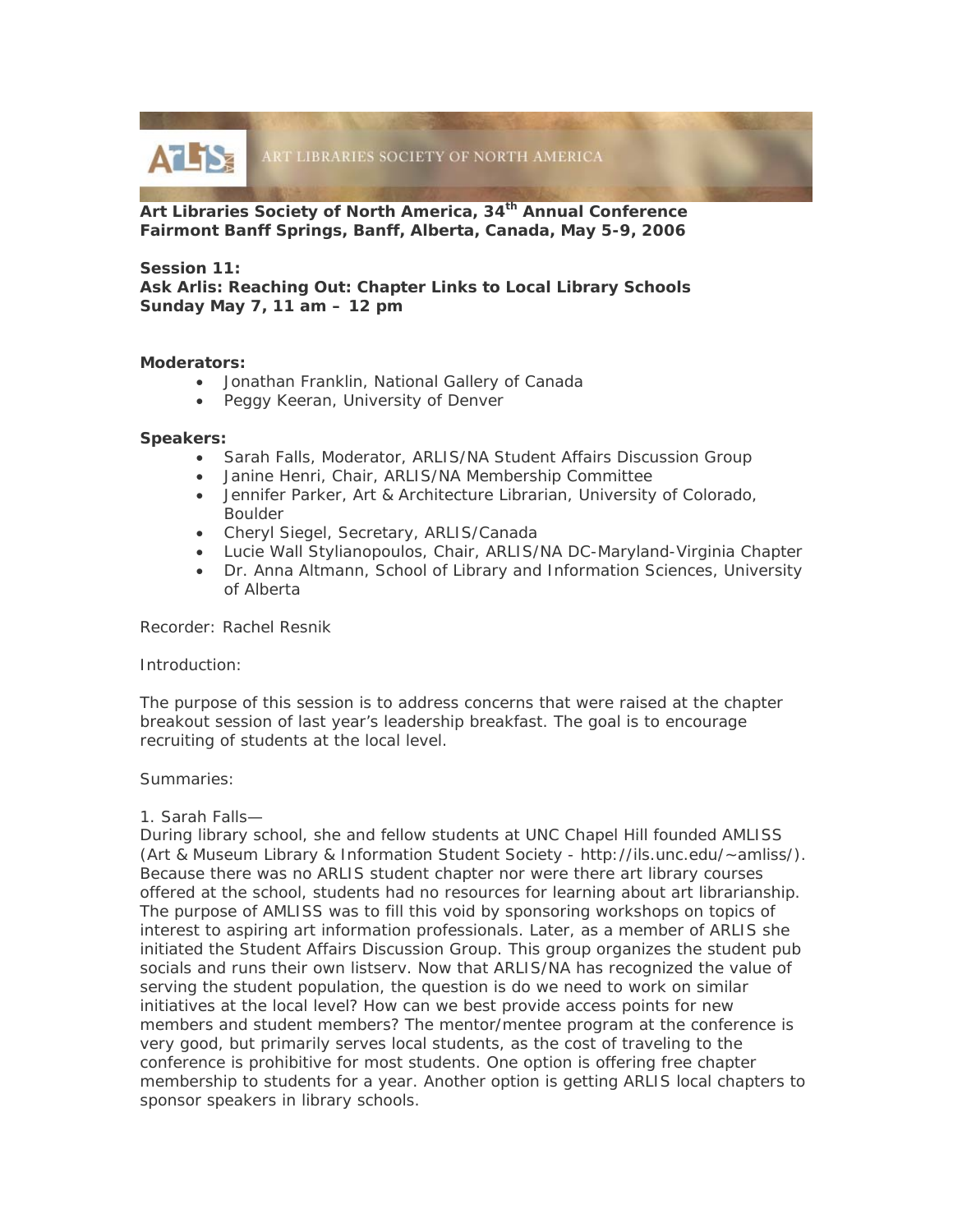ART LIBRARIES SOCIETY OF NORTH AMERICA

**Art Libraries Society of North America, 34th Annual Conference**
**Fairmont Banff Springs, Banff, Alberta, Canada, May 5-9, 2006**

**Session 11:**
**Ask Arlis: Reaching Out: Chapter Links to Local Library Schools**
**Sunday May 7, 11 am – 12 pm**

**Moderators:**

- Jonathan Franklin, National Gallery of Canada
- Peggy Keeran, University of Denver

**Speakers:**

- Sarah Falls, Moderator, ARLIS/NA Student Affairs Discussion Group
- Janine Henri, Chair, ARLIS/NA Membership Committee
- Jennifer Parker, Art & Architecture Librarian, University of Colorado, Boulder
- Cheryl Siegel, Secretary, ARLIS/Canada
- Lucie Wall Stylianopoulos, Chair, ARLIS/NA DC-Maryland-Virginia Chapter
- Dr. Anna Altmann, School of Library and Information Sciences, University of Alberta

Recorder: Rachel Resnik

Introduction:

The purpose of this session is to address concerns that were raised at the chapter breakout session of last year's leadership breakfast. The goal is to encourage recruiting of students at the local level.

Summaries:

1. Sarah Falls—
During library school, she and fellow students at UNC Chapel Hill founded AMLISS (Art & Museum Library & Information Student Society - http://ils.unc.edu/~amliss/). Because there was no ARLIS student chapter nor were there art library courses offered at the school, students had no resources for learning about art librarianship. The purpose of AMLISS was to fill this void by sponsoring workshops on topics of interest to aspiring art information professionals. Later, as a member of ARLIS she initiated the Student Affairs Discussion Group. This group organizes the student pub socials and runs their own listserv. Now that ARLIS/NA has recognized the value of serving the student population, the question is do we need to work on similar initiatives at the local level? How can we best provide access points for new members and student members? The mentor/mentee program at the conference is very good, but primarily serves local students, as the cost of traveling to the conference is prohibitive for most students. One option is offering free chapter membership to students for a year. Another option is getting ARLIS local chapters to sponsor speakers in library schools.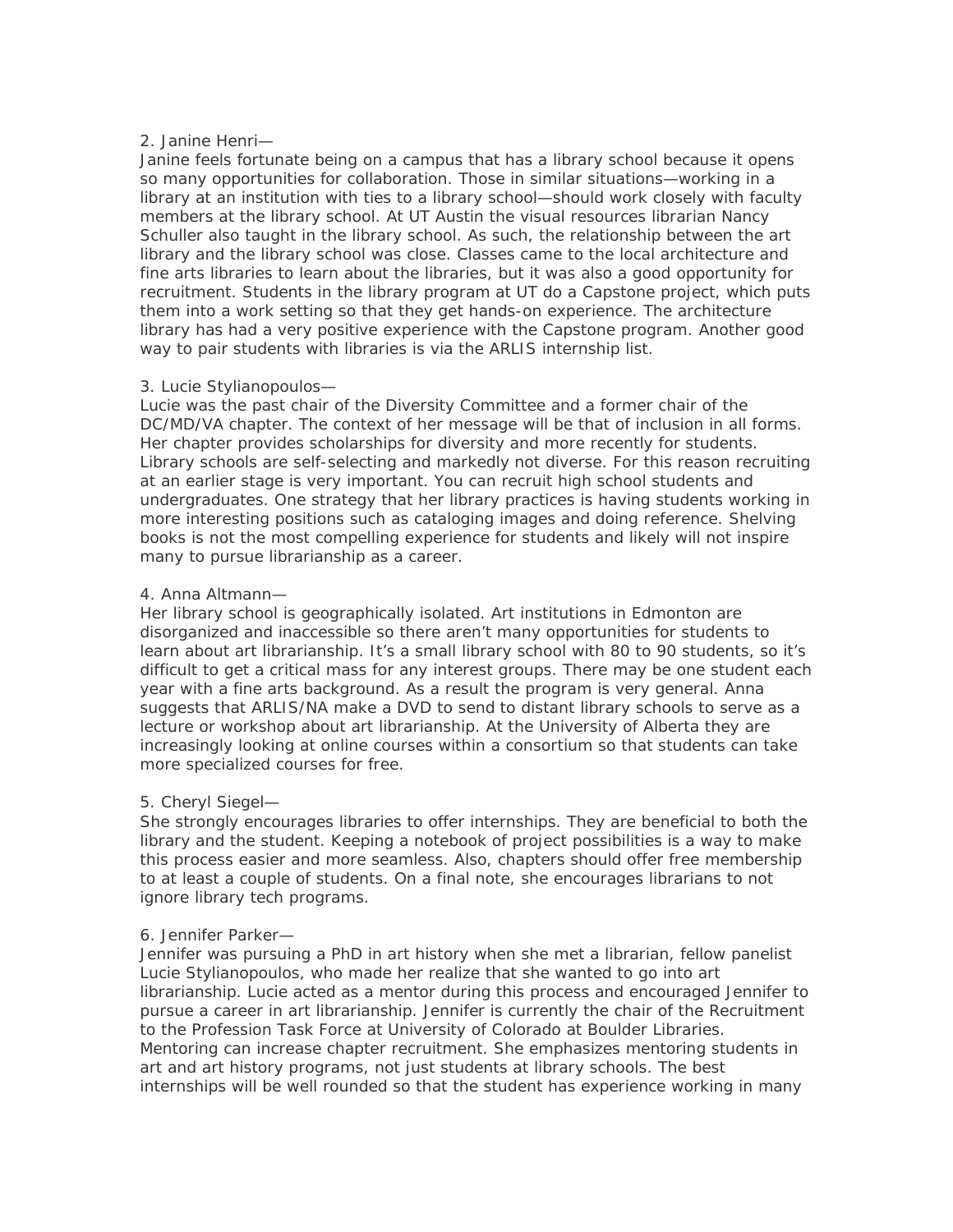2. Janine Henri—

Janine feels fortunate being on a campus that has a library school because it opens so many opportunities for collaboration. Those in similar situations—working in a library at an institution with ties to a library school—should work closely with faculty members at the library school. At UT Austin the visual resources librarian Nancy Schuller also taught in the library school. As such, the relationship between the art library and the library school was close. Classes came to the local architecture and fine arts libraries to learn about the libraries, but it was also a good opportunity for recruitment. Students in the library program at UT do a Capstone project, which puts them into a work setting so that they get hands-on experience. The architecture library has had a very positive experience with the Capstone program. Another good way to pair students with libraries is via the ARLIS internship list.

3. Lucie Stylianopoulos—

Lucie was the past chair of the Diversity Committee and a former chair of the DC/MD/VA chapter. The context of her message will be that of inclusion in all forms. Her chapter provides scholarships for diversity and more recently for students. Library schools are self-selecting and markedly not diverse. For this reason recruiting at an earlier stage is very important. You can recruit high school students and undergraduates. One strategy that her library practices is having students working in more interesting positions such as cataloging images and doing reference. Shelving books is not the most compelling experience for students and likely will not inspire many to pursue librarianship as a career.

4. Anna Altmann—

Her library school is geographically isolated. Art institutions in Edmonton are disorganized and inaccessible so there aren't many opportunities for students to learn about art librarianship. It's a small library school with 80 to 90 students, so it's difficult to get a critical mass for any interest groups. There may be one student each year with a fine arts background. As a result the program is very general. Anna suggests that ARLIS/NA make a DVD to send to distant library schools to serve as a lecture or workshop about art librarianship. At the University of Alberta they are increasingly looking at online courses within a consortium so that students can take more specialized courses for free.

5. Cheryl Siegel—

She strongly encourages libraries to offer internships. They are beneficial to both the library and the student. Keeping a notebook of project possibilities is a way to make this process easier and more seamless. Also, chapters should offer free membership to at least a couple of students. On a final note, she encourages librarians to not ignore library tech programs.

6. Jennifer Parker—

Jennifer was pursuing a PhD in art history when she met a librarian, fellow panelist Lucie Stylianopoulos, who made her realize that she wanted to go into art librarianship. Lucie acted as a mentor during this process and encouraged Jennifer to pursue a career in art librarianship. Jennifer is currently the chair of the Recruitment to the Profession Task Force at University of Colorado at Boulder Libraries. Mentoring can increase chapter recruitment. She emphasizes mentoring students in art and art history programs, not just students at library schools. The best internships will be well rounded so that the student has experience working in many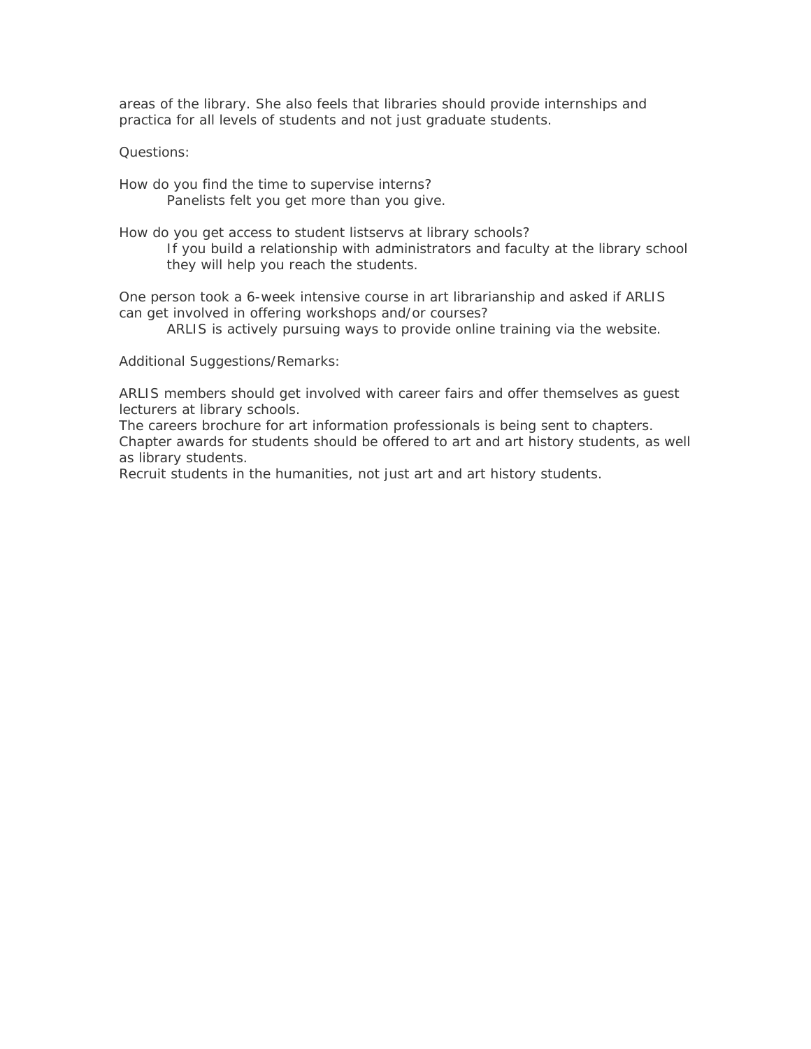areas of the library. She also feels that libraries should provide internships and practica for all levels of students and not just graduate students.

Questions:

How do you find the time to supervise interns?

Panelists felt you get more than you give.

How do you get access to student listservs at library schools?

If you build a relationship with administrators and faculty at the library school they will help you reach the students.

One person took a 6-week intensive course in art librarianship and asked if ARLIS can get involved in offering workshops and/or courses?

ARLIS is actively pursuing ways to provide online training via the website.

Additional Suggestions/Remarks:

ARLIS members should get involved with career fairs and offer themselves as guest lecturers at library schools.
The careers brochure for art information professionals is being sent to chapters.
Chapter awards for students should be offered to art and art history students, as well as library students.
Recruit students in the humanities, not just art and art history students.